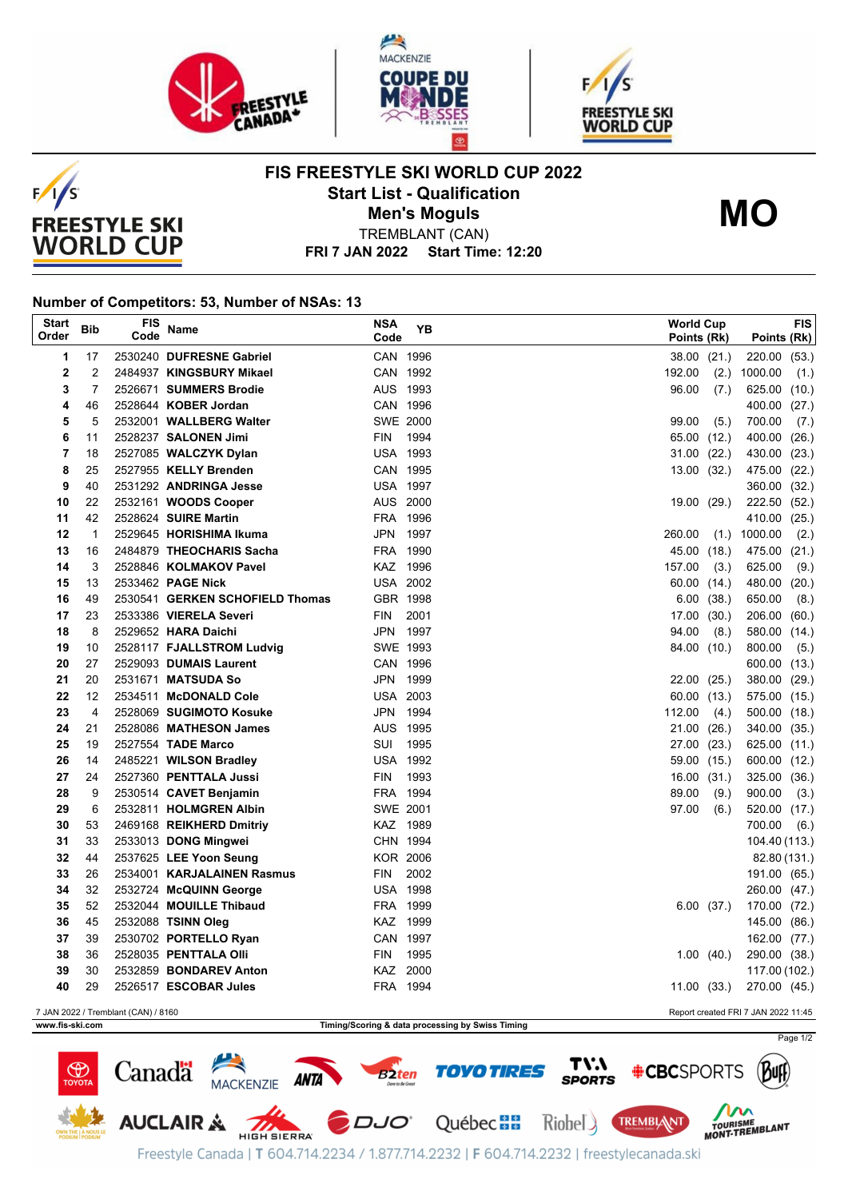# FIS FREESTYLE SKI WORLD CUP 2022

## Start List - Qualification

## Men's Moguls

**MO**

TREMBLANT (CAN)

**FRI 7 JAN 2022 Start Time: 12:20**

### Number of Competitors: 53, Number of NSAs: 13

| Start Order | Bib | FIS Code | Name | NSA Code | YB | World Cup Points | (Rk) | FIS Points | (Rk) |
|---|---|---|---|---|---|---|---|---|---|
| 1 | 17 | 2530240 | **DUFRESNE Gabriel** | CAN | 1996 | 38.00 | (21.) | 220.00 | (53.) |
| 2 | 2 | 2484937 | **KINGSBURY Mikael** | CAN | 1992 | 192.00 | (2.) | 1000.00 | (1.) |
| 3 | 7 | 2526671 | **SUMMERS Brodie** | AUS | 1993 | 96.00 | (7.) | 625.00 | (10.) |
| 4 | 46 | 2528644 | **KOBER Jordan** | CAN | 1996 | | | 400.00 | (27.) |
| 5 | 5 | 2532001 | **WALLBERG Walter** | SWE | 2000 | 99.00 | (5.) | 700.00 | (7.) |
| 6 | 11 | 2528237 | **SALONEN Jimi** | FIN | 1994 | 65.00 | (12.) | 400.00 | (26.) |
| 7 | 18 | 2527085 | **WALCZYK Dylan** | USA | 1993 | 31.00 | (22.) | 430.00 | (23.) |
| 8 | 25 | 2527955 | **KELLY Brenden** | CAN | 1995 | 13.00 | (32.) | 475.00 | (22.) |
| 9 | 40 | 2531292 | **ANDRINGA Jesse** | USA | 1997 | | | 360.00 | (32.) |
| 10 | 22 | 2532161 | **WOODS Cooper** | AUS | 2000 | 19.00 | (29.) | 222.50 | (52.) |
| 11 | 42 | 2528624 | **SUIRE Martin** | FRA | 1996 | | | 410.00 | (25.) |
| 12 | 1 | 2529645 | **HORISHIMA Ikuma** | JPN | 1997 | 260.00 | (1.) | 1000.00 | (2.) |
| 13 | 16 | 2484879 | **THEOCHARIS Sacha** | FRA | 1990 | 45.00 | (18.) | 475.00 | (21.) |
| 14 | 3 | 2528846 | **KOLMAKOV Pavel** | KAZ | 1996 | 157.00 | (3.) | 625.00 | (9.) |
| 15 | 13 | 2533462 | **PAGE Nick** | USA | 2002 | 60.00 | (14.) | 480.00 | (20.) |
| 16 | 49 | 2530541 | **GERKEN SCHOFIELD Thomas** | GBR | 1998 | 6.00 | (38.) | 650.00 | (8.) |
| 17 | 23 | 2533386 | **VIERELA Severi** | FIN | 2001 | 17.00 | (30.) | 206.00 | (60.) |
| 18 | 8 | 2529652 | **HARA Daichi** | JPN | 1997 | 94.00 | (8.) | 580.00 | (14.) |
| 19 | 10 | 2528117 | **FJALLSTROM Ludvig** | SWE | 1993 | 84.00 | (10.) | 800.00 | (5.) |
| 20 | 27 | 2529093 | **DUMAIS Laurent** | CAN | 1996 | | | 600.00 | (13.) |
| 21 | 20 | 2531671 | **MATSUDA So** | JPN | 1999 | 22.00 | (25.) | 380.00 | (29.) |
| 22 | 12 | 2534511 | **McDONALD Cole** | USA | 2003 | 60.00 | (13.) | 575.00 | (15.) |
| 23 | 4 | 2528069 | **SUGIMOTO Kosuke** | JPN | 1994 | 112.00 | (4.) | 500.00 | (18.) |
| 24 | 21 | 2528086 | **MATHESON James** | AUS | 1995 | 21.00 | (26.) | 340.00 | (35.) |
| 25 | 19 | 2527554 | **TADE Marco** | SUI | 1995 | 27.00 | (23.) | 625.00 | (11.) |
| 26 | 14 | 2485221 | **WILSON Bradley** | USA | 1992 | 59.00 | (15.) | 600.00 | (12.) |
| 27 | 24 | 2527360 | **PENTTALA Jussi** | FIN | 1993 | 16.00 | (31.) | 325.00 | (36.) |
| 28 | 9 | 2530514 | **CAVET Benjamin** | FRA | 1994 | 89.00 | (9.) | 900.00 | (3.) |
| 29 | 6 | 2532811 | **HOLMGREN Albin** | SWE | 2001 | 97.00 | (6.) | 520.00 | (17.) |
| 30 | 53 | 2469168 | **REIKHERD Dmitriy** | KAZ | 1989 | | | 700.00 | (6.) |
| 31 | 33 | 2533013 | **DONG Mingwei** | CHN | 1994 | | | 104.40 | (113.) |
| 32 | 44 | 2537625 | **LEE Yoon Seung** | KOR | 2006 | | | 82.80 | (131.) |
| 33 | 26 | 2534001 | **KARJALAINEN Rasmus** | FIN | 2002 | | | 191.00 | (65.) |
| 34 | 32 | 2532724 | **McQUINN George** | USA | 1998 | | | 260.00 | (47.) |
| 35 | 52 | 2532044 | **MOUILLE Thibaud** | FRA | 1999 | 6.00 | (37.) | 170.00 | (72.) |
| 36 | 45 | 2532088 | **TSINN Oleg** | KAZ | 1999 | | | 145.00 | (86.) |
| 37 | 39 | 2530702 | **PORTELLO Ryan** | CAN | 1997 | | | 162.00 | (77.) |
| 38 | 36 | 2528035 | **PENTTALA Olli** | FIN | 1995 | 1.00 | (40.) | 290.00 | (38.) |
| 39 | 30 | 2532859 | **BONDAREV Anton** | KAZ | 2000 | | | 117.00 | (102.) |
| 40 | 29 | 2526517 | **ESCOBAR Jules** | FRA | 1994 | 11.00 | (33.) | 270.00 | (45.) |

7 JAN 2022 / Tremblant (CAN) / 8160

Report created FRI 7 JAN 2022 11:45

www.fis-ski.com

Timing/Scoring & data processing by Swiss Timing

Freestyle Canada | T 604.714.2234 / 1.877.714.2232 | F 604.714.2232 | freestylecanada.ski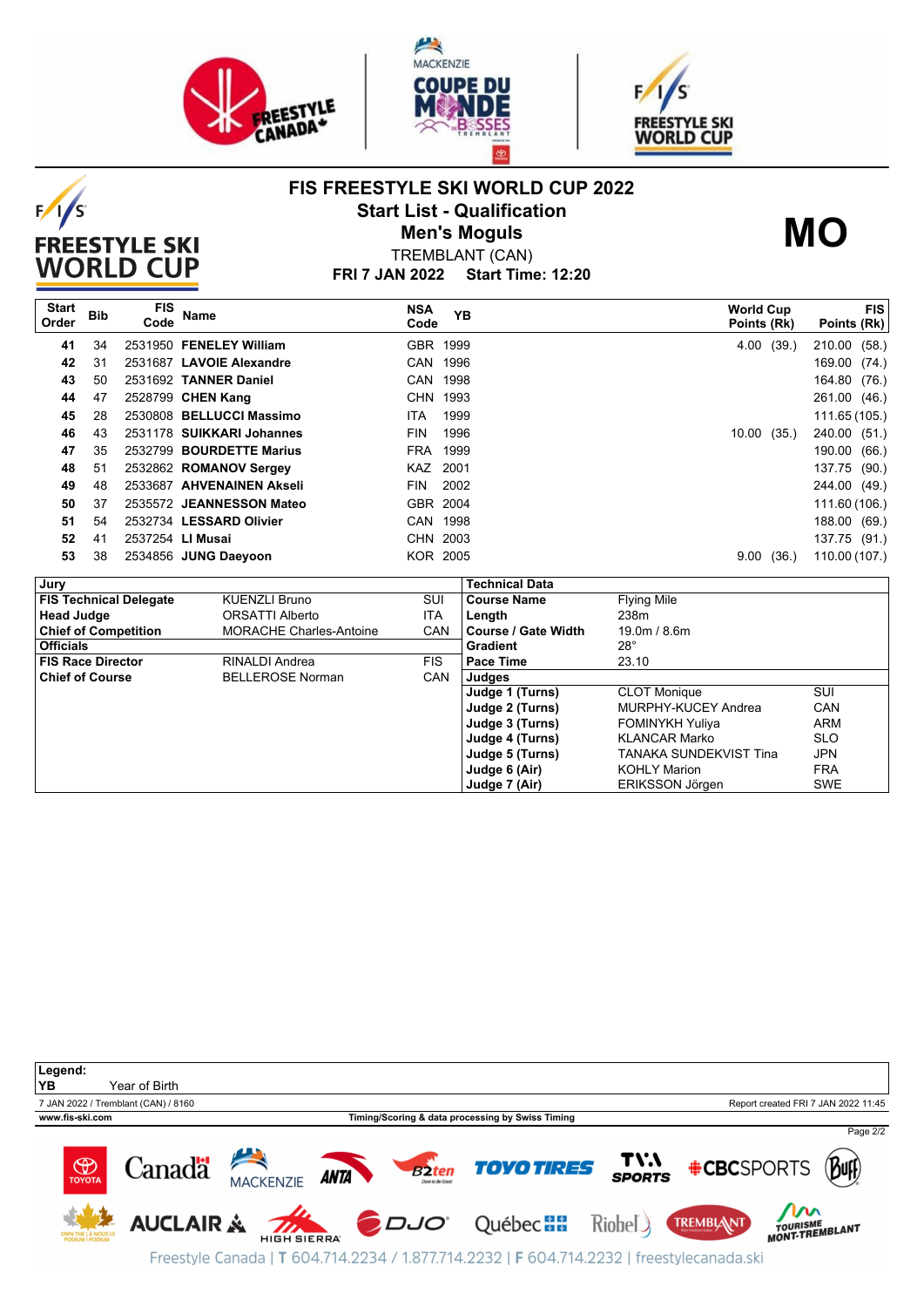# FIS FREESTYLE SKI WORLD CUP 2022

## Start List - Qualification

## Men's Moguls

TREMBLANT (CAN)

**FRI 7 JAN 2022 Start Time: 12:20**

**MO**

| Start Order | Bib | FIS Code | Name | NSA Code | YB | World Cup Points (Rk) | FIS Points (Rk) |
|---|---|---|---|---|---|---|---|
| 41 | 34 | 2531950 | **FENELEY William** | GBR | 1999 | 4.00 (39.) | 210.00 (58.) |
| 42 | 31 | 2531687 | **LAVOIE Alexandre** | CAN | 1996 | | 169.00 (74.) |
| 43 | 50 | 2531692 | **TANNER Daniel** | CAN | 1998 | | 164.80 (76.) |
| 44 | 47 | 2528799 | **CHEN Kang** | CHN | 1993 | | 261.00 (46.) |
| 45 | 28 | 2530808 | **BELLUCCI Massimo** | ITA | 1999 | | 111.65 (105.) |
| 46 | 43 | 2531178 | **SUIKKARI Johannes** | FIN | 1996 | 10.00 (35.) | 240.00 (51.) |
| 47 | 35 | 2532799 | **BOURDETTE Marius** | FRA | 1999 | | 190.00 (66.) |
| 48 | 51 | 2532862 | **ROMANOV Sergey** | KAZ | 2001 | | 137.75 (90.) |
| 49 | 48 | 2533687 | **AHVENAINEN Akseli** | FIN | 2002 | | 244.00 (49.) |
| 50 | 37 | 2535572 | **JEANNESSON Mateo** | GBR | 2004 | | 111.60 (106.) |
| 51 | 54 | 2532734 | **LESSARD Olivier** | CAN | 1998 | | 188.00 (69.) |
| 52 | 41 | 2537254 | **LI Musai** | CHN | 2003 | | 137.75 (91.) |
| 53 | 38 | 2534856 | **JUNG Daeyoon** | KOR | 2005 | 9.00 (36.) | 110.00 (107.) |

| Jury | | |
|---|---|---|
| **FIS Technical Delegate** | KUENZLI Bruno | SUI |
| **Head Judge** | ORSATTI Alberto | ITA |
| **Chief of Competition** | MORACHE Charles-Antoine | CAN |
| **Officials** | | |
| **FIS Race Director** | RINALDI Andrea | FIS |
| **Chief of Course** | BELLEROSE Norman | CAN |

| Technical Data | | |
|---|---|---|
| **Course Name** | Flying Mile | |
| **Length** | 238m | |
| **Course / Gate Width** | 19.0m / 8.6m | |
| **Gradient** | 28° | |
| **Pace Time** | 23.10 | |
| **Judges** | | |
| **Judge 1 (Turns)** | CLOT Monique | SUI |
| **Judge 2 (Turns)** | MURPHY-KUCEY Andrea | CAN |
| **Judge 3 (Turns)** | FOMINYKH Yuliya | ARM |
| **Judge 4 (Turns)** | KLANCAR Marko | SLO |
| **Judge 5 (Turns)** | TANAKA SUNDEKVIST Tina | JPN |
| **Judge 6 (Air)** | KOHLY Marion | FRA |
| **Judge 7 (Air)** | ERIKSSON Jörgen | SWE |

**Legend:**
**YB** Year of Birth

7 JAN 2022 / Tremblant (CAN) / 8160

Report created FRI 7 JAN 2022 11:45

**www.fis-ski.com**

**Timing/Scoring & data processing by Swiss Timing**

Freestyle Canada | T 604.714.2234 / 1.877.714.2232 | F 604.714.2232 | freestylecanada.ski